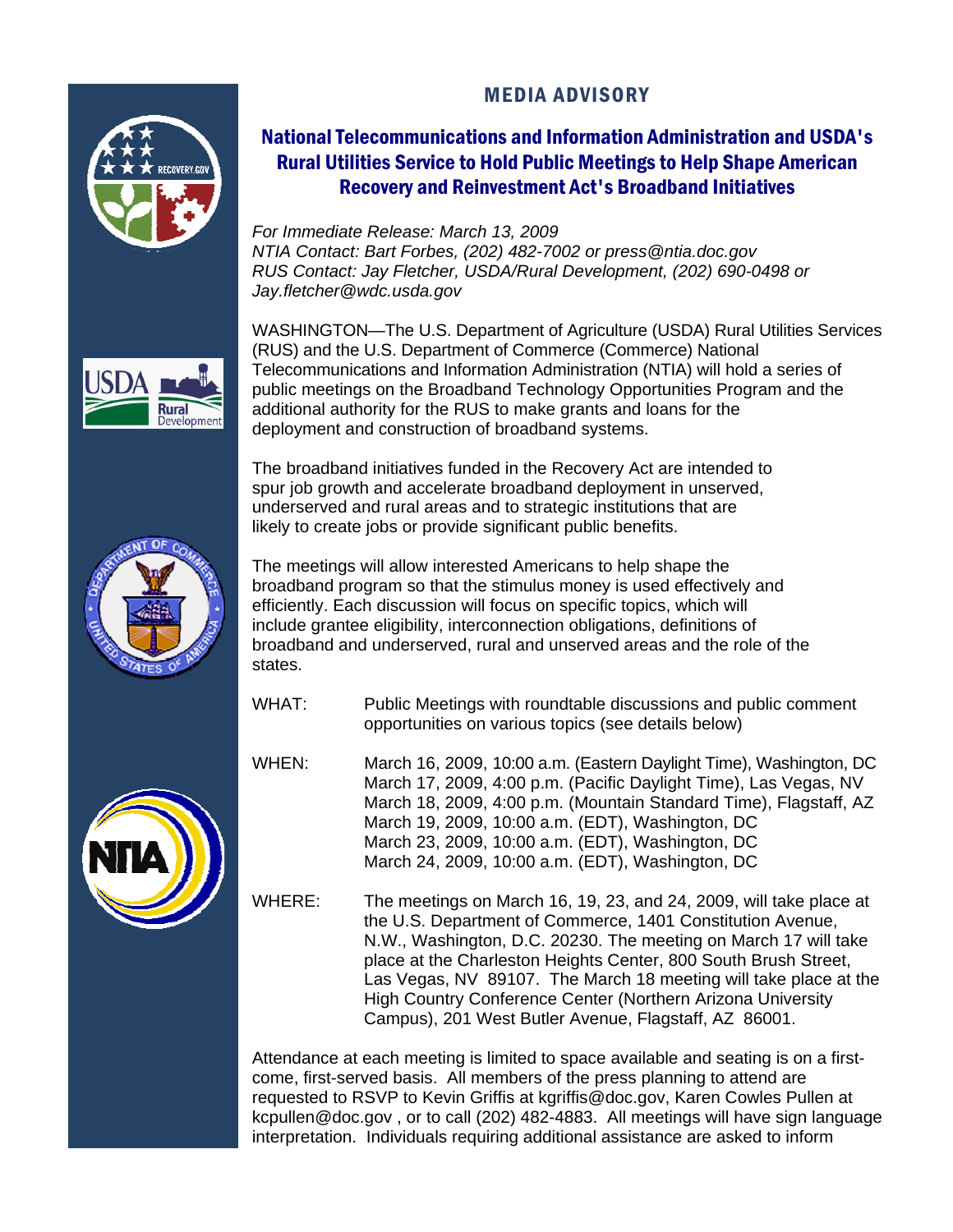# MEDIA ADVISORY

## National Telecommunications and Information Administration and USDA's Rural Utilities Service to Hold Public Meetings to Help Shape American Recovery and Reinvestment Act's Broadband Initiatives

*For Immediate Release: March 13, 2009*
*NTIA Contact: Bart Forbes, (202) 482-7002 or press@ntia.doc.gov*
*RUS Contact: Jay Fletcher, USDA/Rural Development, (202) 690-0498 or Jay.fletcher@wdc.usda.gov*

WASHINGTON—The U.S. Department of Agriculture (USDA) Rural Utilities Services (RUS) and the U.S. Department of Commerce (Commerce) National Telecommunications and Information Administration (NTIA) will hold a series of public meetings on the Broadband Technology Opportunities Program and the additional authority for the RUS to make grants and loans for the deployment and construction of broadband systems.

The broadband initiatives funded in the Recovery Act are intended to spur job growth and accelerate broadband deployment in unserved, underserved and rural areas and to strategic institutions that are likely to create jobs or provide significant public benefits.

The meetings will allow interested Americans to help shape the broadband program so that the stimulus money is used effectively and efficiently. Each discussion will focus on specific topics, which will include grantee eligibility, interconnection obligations, definitions of broadband and underserved, rural and unserved areas and the role of the states.

WHAT: Public Meetings with roundtable discussions and public comment opportunities on various topics (see details below)

WHEN:
March 16, 2009, 10:00 a.m. (Eastern Daylight Time), Washington, DC
March 17, 2009, 4:00 p.m. (Pacific Daylight Time), Las Vegas, NV
March 18, 2009, 4:00 p.m. (Mountain Standard Time), Flagstaff, AZ
March 19, 2009, 10:00 a.m. (EDT), Washington, DC
March 23, 2009, 10:00 a.m. (EDT), Washington, DC
March 24, 2009, 10:00 a.m. (EDT), Washington, DC

WHERE: The meetings on March 16, 19, 23, and 24, 2009, will take place at the U.S. Department of Commerce, 1401 Constitution Avenue, N.W., Washington, D.C. 20230. The meeting on March 17 will take place at the Charleston Heights Center, 800 South Brush Street, Las Vegas, NV 89107. The March 18 meeting will take place at the High Country Conference Center (Northern Arizona University Campus), 201 West Butler Avenue, Flagstaff, AZ 86001.

Attendance at each meeting is limited to space available and seating is on a first-come, first-served basis. All members of the press planning to attend are requested to RSVP to Kevin Griffis at kgriffis@doc.gov, Karen Cowles Pullen at kcpullen@doc.gov , or to call (202) 482-4883. All meetings will have sign language interpretation. Individuals requiring additional assistance are asked to inform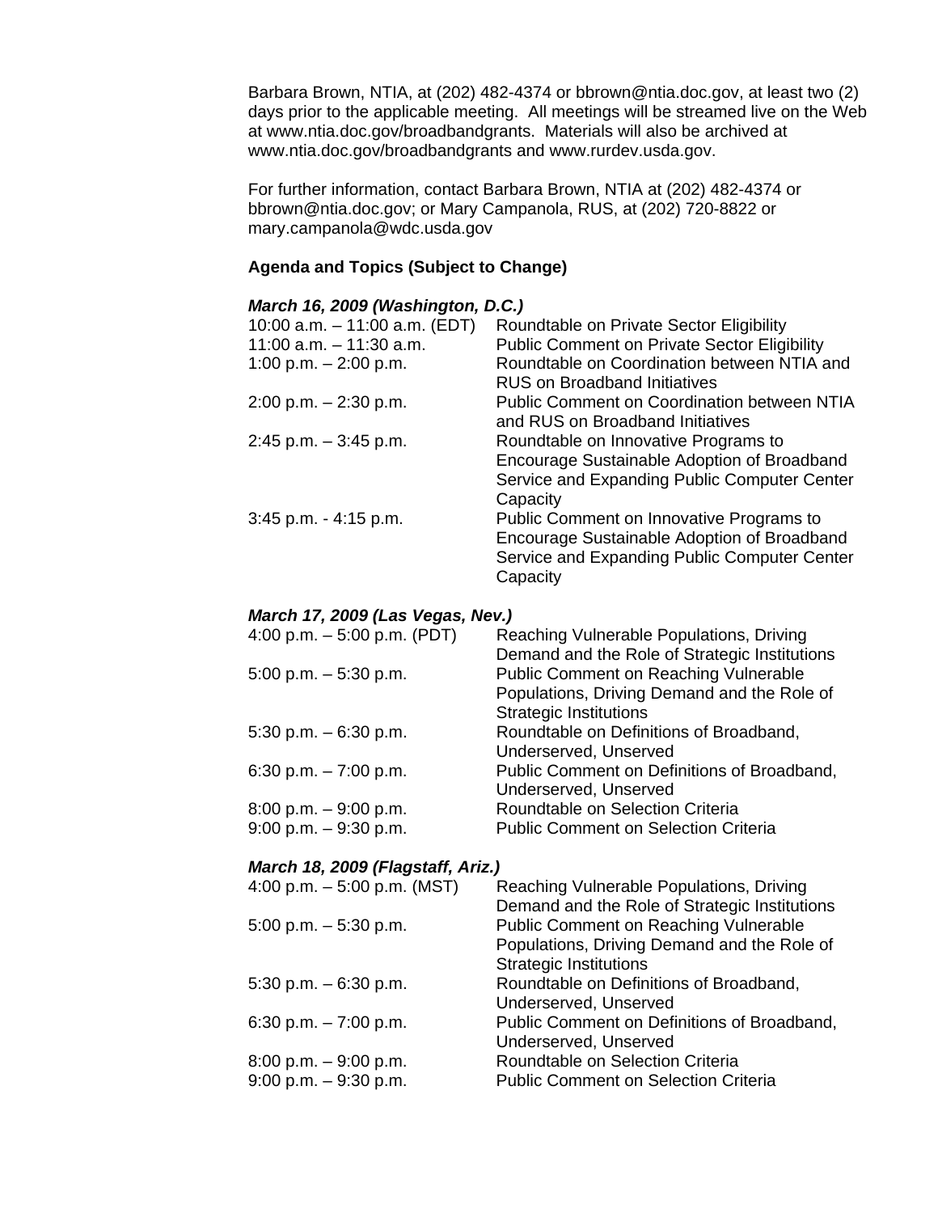Barbara Brown, NTIA, at (202) 482-4374 or bbrown@ntia.doc.gov, at least two (2) days prior to the applicable meeting. All meetings will be streamed live on the Web at www.ntia.doc.gov/broadbandgrants. Materials will also be archived at www.ntia.doc.gov/broadbandgrants and www.rurdev.usda.gov.

For further information, contact Barbara Brown, NTIA at (202) 482-4374 or bbrown@ntia.doc.gov; or Mary Campanola, RUS, at (202) 720-8822 or mary.campanola@wdc.usda.gov

**Agenda and Topics (Subject to Change)**

***March 16, 2009 (Washington, D.C.)***

| | |
|---|---|
| 10:00 a.m. – 11:00 a.m. (EDT) | Roundtable on Private Sector Eligibility |
| 11:00 a.m. – 11:30 a.m. | Public Comment on Private Sector Eligibility |
| 1:00 p.m. – 2:00 p.m. | Roundtable on Coordination between NTIA and RUS on Broadband Initiatives |
| 2:00 p.m. – 2:30 p.m. | Public Comment on Coordination between NTIA and RUS on Broadband Initiatives |
| 2:45 p.m. – 3:45 p.m. | Roundtable on Innovative Programs to Encourage Sustainable Adoption of Broadband Service and Expanding Public Computer Center Capacity |
| 3:45 p.m. - 4:15 p.m. | Public Comment on Innovative Programs to Encourage Sustainable Adoption of Broadband Service and Expanding Public Computer Center Capacity |

***March 17, 2009 (Las Vegas, Nev.)***

| | |
|---|---|
| 4:00 p.m. – 5:00 p.m. (PDT) | Reaching Vulnerable Populations, Driving Demand and the Role of Strategic Institutions |
| 5:00 p.m. – 5:30 p.m. | Public Comment on Reaching Vulnerable Populations, Driving Demand and the Role of Strategic Institutions |
| 5:30 p.m. – 6:30 p.m. | Roundtable on Definitions of Broadband, Underserved, Unserved |
| 6:30 p.m. – 7:00 p.m. | Public Comment on Definitions of Broadband, Underserved, Unserved |
| 8:00 p.m. – 9:00 p.m. | Roundtable on Selection Criteria |
| 9:00 p.m. – 9:30 p.m. | Public Comment on Selection Criteria |

***March 18, 2009 (Flagstaff, Ariz.)***

| | |
|---|---|
| 4:00 p.m. – 5:00 p.m. (MST) | Reaching Vulnerable Populations, Driving Demand and the Role of Strategic Institutions |
| 5:00 p.m. – 5:30 p.m. | Public Comment on Reaching Vulnerable Populations, Driving Demand and the Role of Strategic Institutions |
| 5:30 p.m. – 6:30 p.m. | Roundtable on Definitions of Broadband, Underserved, Unserved |
| 6:30 p.m. – 7:00 p.m. | Public Comment on Definitions of Broadband, Underserved, Unserved |
| 8:00 p.m. – 9:00 p.m. | Roundtable on Selection Criteria |
| 9:00 p.m. – 9:30 p.m. | Public Comment on Selection Criteria |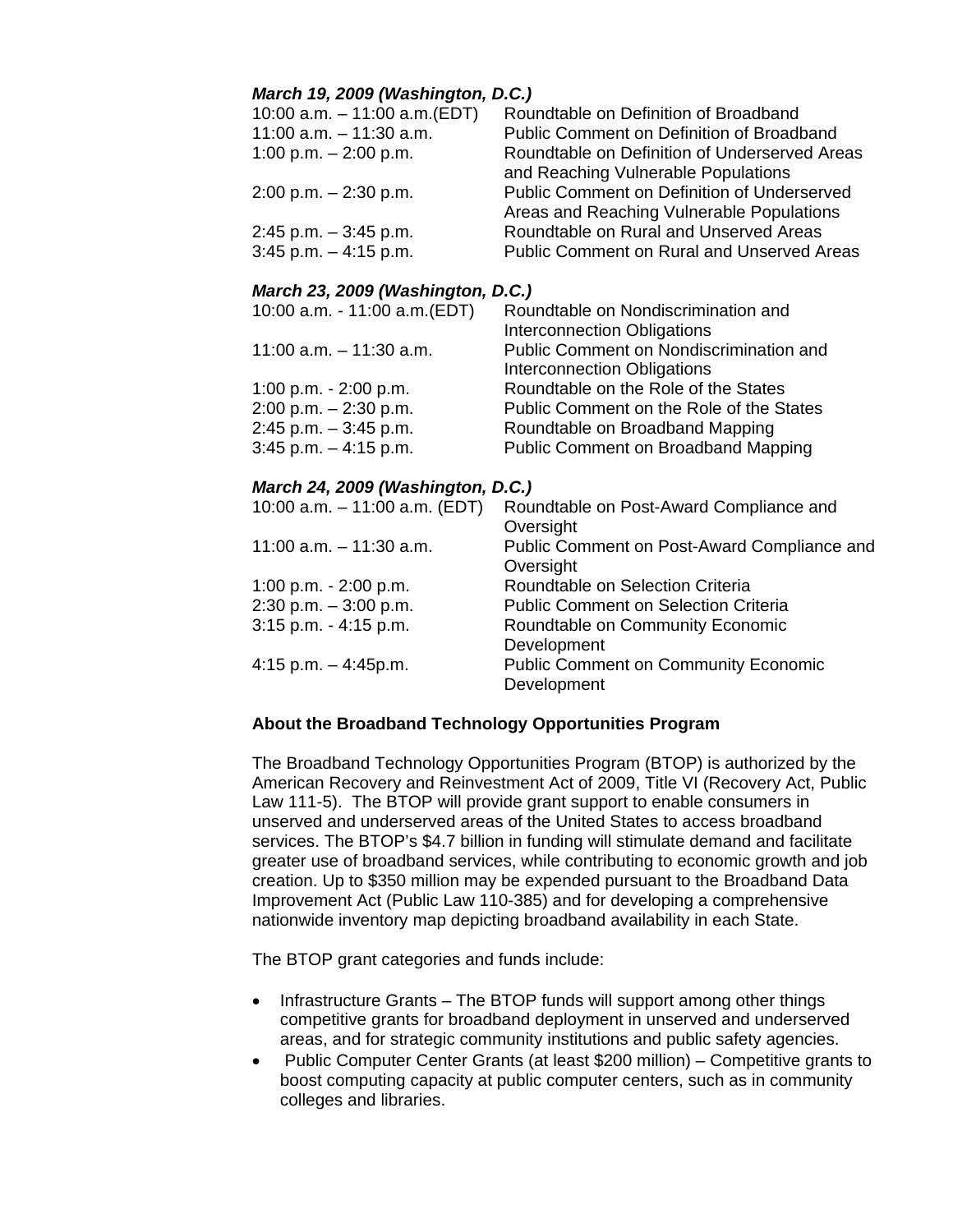***March 19, 2009 (Washington, D.C.)***

| | |
|---|---|
| 10:00 a.m. – 11:00 a.m.(EDT) | Roundtable on Definition of Broadband |
| 11:00 a.m. – 11:30 a.m. | Public Comment on Definition of Broadband |
| 1:00 p.m. – 2:00 p.m. | Roundtable on Definition of Underserved Areas and Reaching Vulnerable Populations |
| 2:00 p.m. – 2:30 p.m. | Public Comment on Definition of Underserved Areas and Reaching Vulnerable Populations |
| 2:45 p.m. – 3:45 p.m. | Roundtable on Rural and Unserved Areas |
| 3:45 p.m. – 4:15 p.m. | Public Comment on Rural and Unserved Areas |

***March 23, 2009 (Washington, D.C.)***

| | |
|---|---|
| 10:00 a.m. - 11:00 a.m.(EDT) | Roundtable on Nondiscrimination and Interconnection Obligations |
| 11:00 a.m. – 11:30 a.m. | Public Comment on Nondiscrimination and Interconnection Obligations |
| 1:00 p.m. - 2:00 p.m. | Roundtable on the Role of the States |
| 2:00 p.m. – 2:30 p.m. | Public Comment on the Role of the States |
| 2:45 p.m. – 3:45 p.m. | Roundtable on Broadband Mapping |
| 3:45 p.m. – 4:15 p.m. | Public Comment on Broadband Mapping |

***March 24, 2009 (Washington, D.C.)***

| | |
|---|---|
| 10:00 a.m. – 11:00 a.m. (EDT) | Roundtable on Post-Award Compliance and Oversight |
| 11:00 a.m. – 11:30 a.m. | Public Comment on Post-Award Compliance and Oversight |
| 1:00 p.m. - 2:00 p.m. | Roundtable on Selection Criteria |
| 2:30 p.m. – 3:00 p.m. | Public Comment on Selection Criteria |
| 3:15 p.m. - 4:15 p.m. | Roundtable on Community Economic Development |
| 4:15 p.m. – 4:45p.m. | Public Comment on Community Economic Development |

**About the Broadband Technology Opportunities Program**

The Broadband Technology Opportunities Program (BTOP) is authorized by the American Recovery and Reinvestment Act of 2009, Title VI (Recovery Act, Public Law 111-5). The BTOP will provide grant support to enable consumers in unserved and underserved areas of the United States to access broadband services. The BTOP's $4.7 billion in funding will stimulate demand and facilitate greater use of broadband services, while contributing to economic growth and job creation. Up to $350 million may be expended pursuant to the Broadband Data Improvement Act (Public Law 110-385) and for developing a comprehensive nationwide inventory map depicting broadband availability in each State.

The BTOP grant categories and funds include:

- Infrastructure Grants – The BTOP funds will support among other things competitive grants for broadband deployment in unserved and underserved areas, and for strategic community institutions and public safety agencies.
- Public Computer Center Grants (at least $200 million) – Competitive grants to boost computing capacity at public computer centers, such as in community colleges and libraries.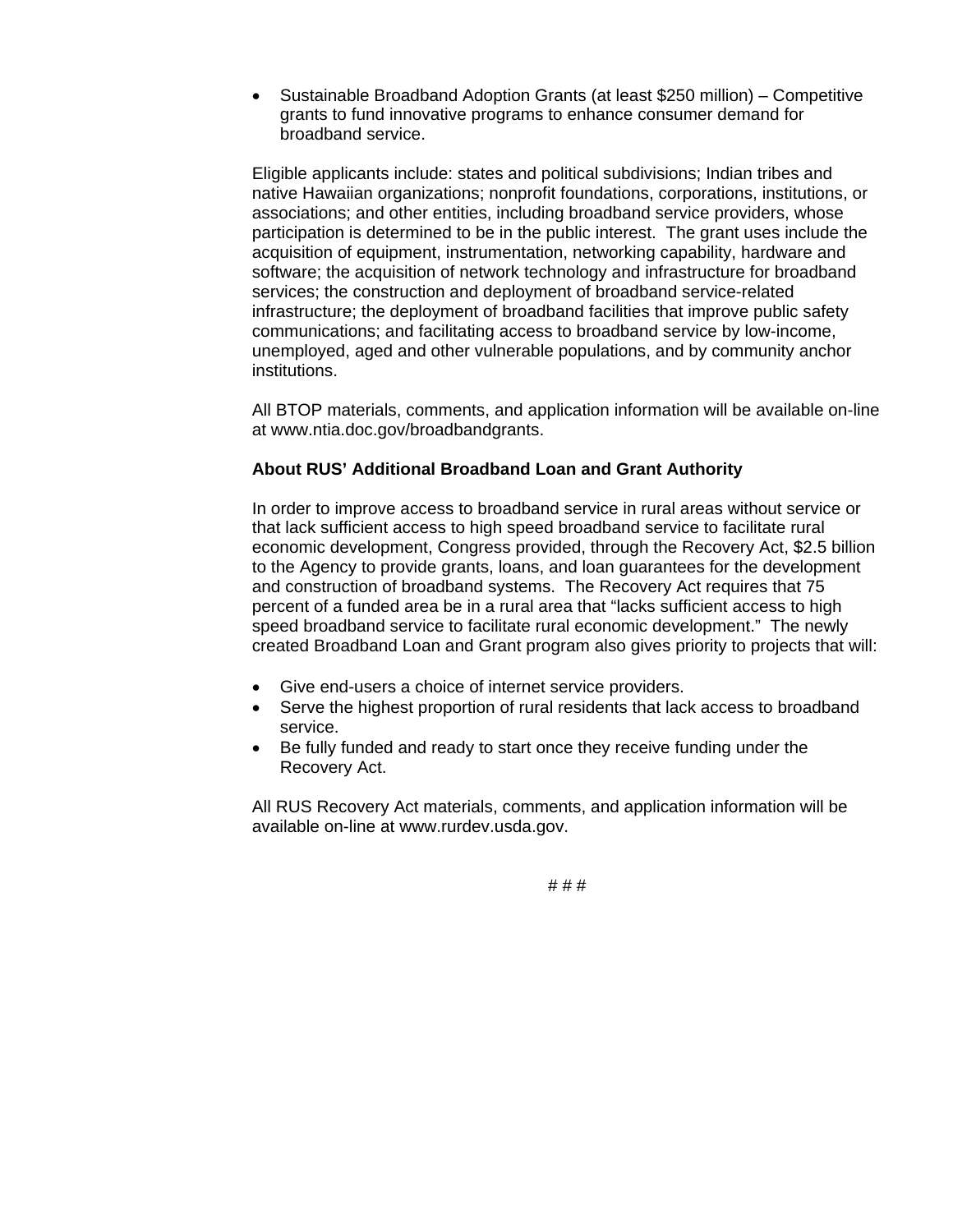- Sustainable Broadband Adoption Grants (at least $250 million) – Competitive grants to fund innovative programs to enhance consumer demand for broadband service.

Eligible applicants include: states and political subdivisions; Indian tribes and native Hawaiian organizations; nonprofit foundations, corporations, institutions, or associations; and other entities, including broadband service providers, whose participation is determined to be in the public interest. The grant uses include the acquisition of equipment, instrumentation, networking capability, hardware and software; the acquisition of network technology and infrastructure for broadband services; the construction and deployment of broadband service-related infrastructure; the deployment of broadband facilities that improve public safety communications; and facilitating access to broadband service by low-income, unemployed, aged and other vulnerable populations, and by community anchor institutions.

All BTOP materials, comments, and application information will be available on-line at www.ntia.doc.gov/broadbandgrants.

**About RUS' Additional Broadband Loan and Grant Authority**

In order to improve access to broadband service in rural areas without service or that lack sufficient access to high speed broadband service to facilitate rural economic development, Congress provided, through the Recovery Act, $2.5 billion to the Agency to provide grants, loans, and loan guarantees for the development and construction of broadband systems. The Recovery Act requires that 75 percent of a funded area be in a rural area that "lacks sufficient access to high speed broadband service to facilitate rural economic development." The newly created Broadband Loan and Grant program also gives priority to projects that will:

- Give end-users a choice of internet service providers.
- Serve the highest proportion of rural residents that lack access to broadband service.
- Be fully funded and ready to start once they receive funding under the Recovery Act.

All RUS Recovery Act materials, comments, and application information will be available on-line at www.rurdev.usda.gov.

# # #